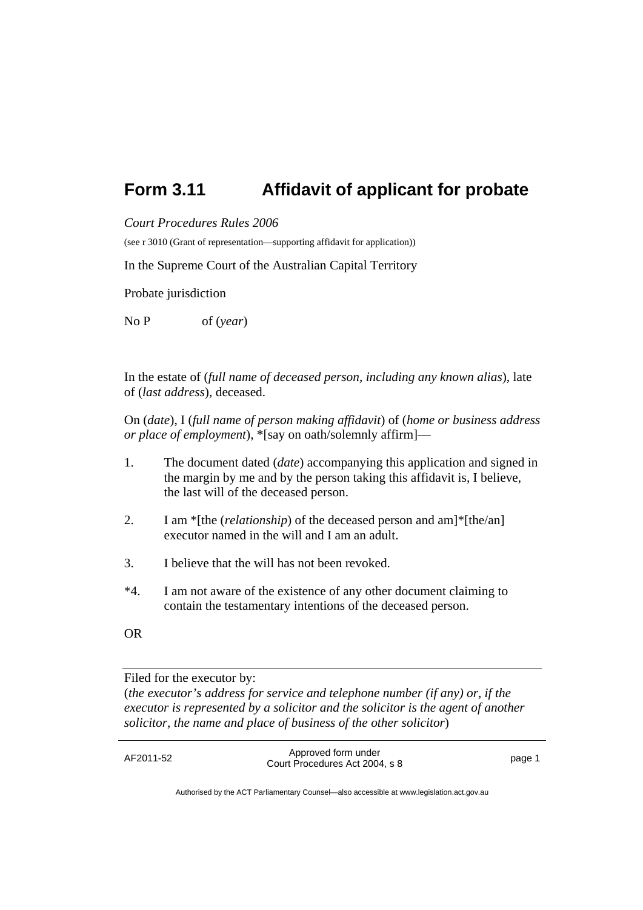# Form 3.11 Affidavit of applicant for probate

*Court Procedures Rules 2006*

(see r 3010 (Grant of representation—supporting affidavit for application))

In the Supreme Court of the Australian Capital Territory

Probate jurisdiction

No P of (*year*)

In the estate of (*full name of deceased person, including any known alias*), late of (*last address*), deceased.

On (*date*), I (*full name of person making affidavit*) of (*home or business address or place of employment*), *[say on oath/solemnly affirm]—

1. The document dated (*date*) accompanying this application and signed in the margin by me and by the person taking this affidavit is, I believe, the last will of the deceased person.

2. I am *[the (*relationship*) of the deceased person and am]*[the/an] executor named in the will and I am an adult.

3. I believe that the will has not been revoked.

*4. I am not aware of the existence of any other document claiming to contain the testamentary intentions of the deceased person.

OR

---

Filed for the executor by:
(*the executor's address for service and telephone number (if any) or, if the executor is represented by a solicitor and the solicitor is the agent of another solicitor, the name and place of business of the other solicitor*)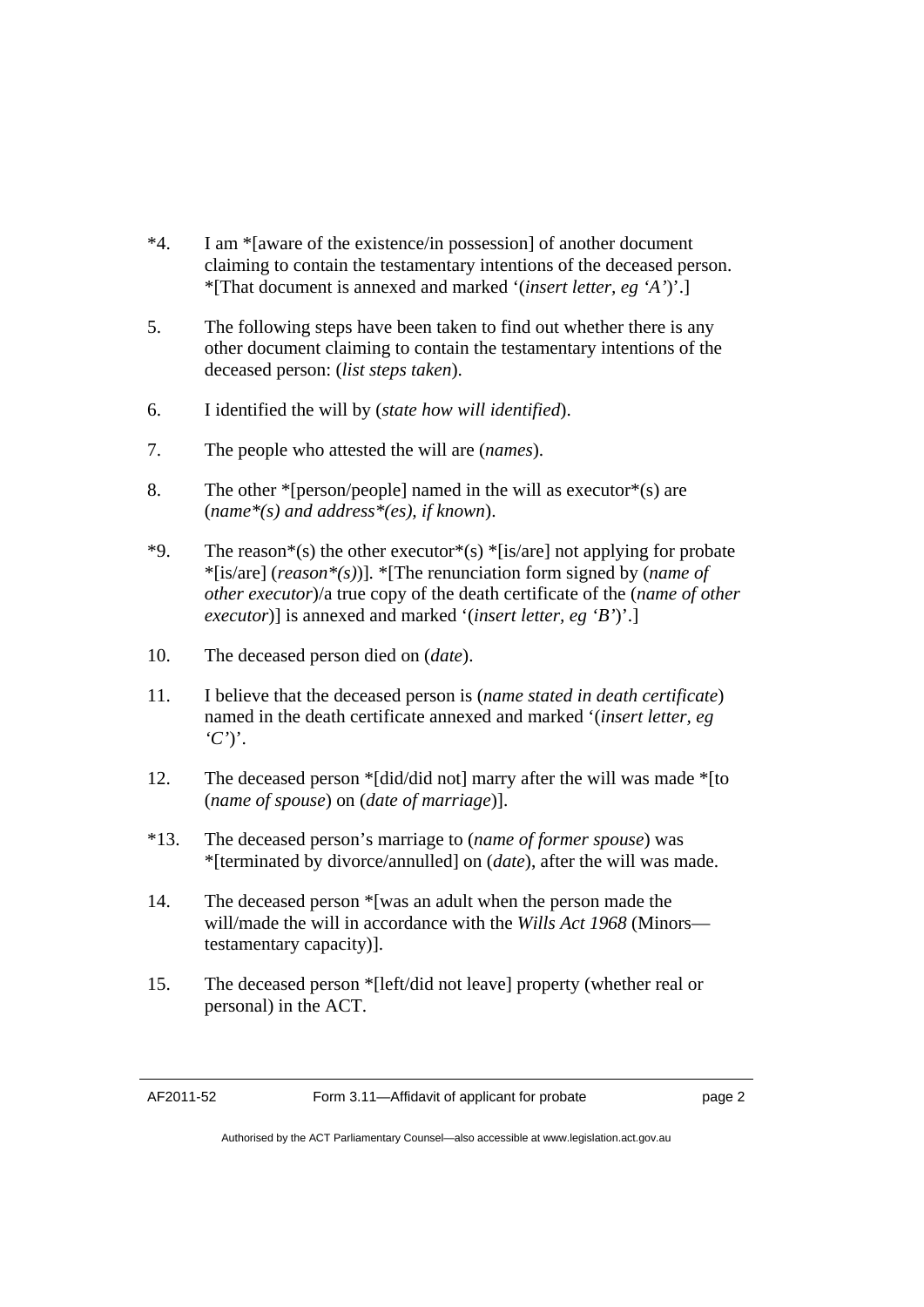*4. I am *[aware of the existence/in possession] of another document claiming to contain the testamentary intentions of the deceased person. *[That document is annexed and marked '(*insert letter, eg 'A'*)'.]

5. The following steps have been taken to find out whether there is any other document claiming to contain the testamentary intentions of the deceased person: (*list steps taken*).

6. I identified the will by (*state how will identified*).

7. The people who attested the will are (*names*).

8. The other *[person/people] named in the will as executor*(s) are (*name*(s) and address*(es), if known*).

*9. The reason*(s) the other executor*(s) *[is/are] not applying for probate *[is/are] (*reason*(s)*)]. *[The renunciation form signed by (*name of other executor*)/a true copy of the death certificate of the (*name of other executor*)] is annexed and marked '(*insert letter, eg 'B'*)'.]

10. The deceased person died on (*date*).

11. I believe that the deceased person is (*name stated in death certificate*) named in the death certificate annexed and marked '(*insert letter, eg 'C'*)'.

12. The deceased person *[did/did not] marry after the will was made *[to (*name of spouse*) on (*date of marriage*)].

*13. The deceased person's marriage to (*name of former spouse*) was *[terminated by divorce/annulled] on (*date*), after the will was made.

14. The deceased person *[was an adult when the person made the will/made the will in accordance with the *Wills Act 1968* (Minors—testamentary capacity)].

15. The deceased person *[left/did not leave] property (whether real or personal) in the ACT.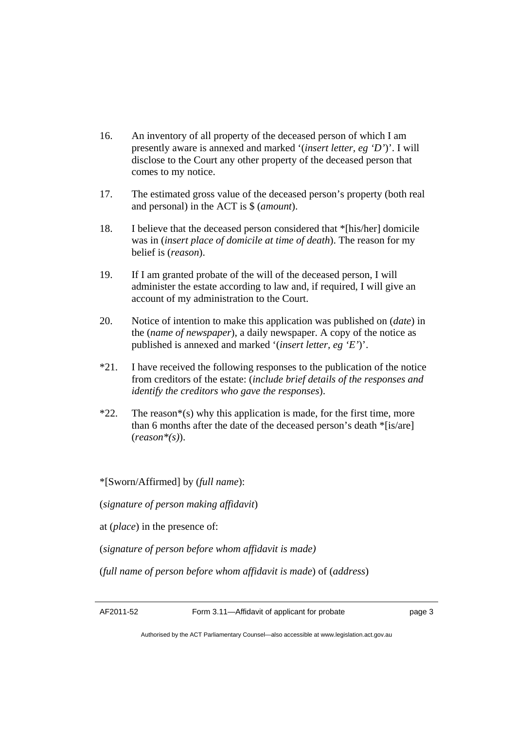16. An inventory of all property of the deceased person of which I am presently aware is annexed and marked '(*insert letter, eg 'D'*)'. I will disclose to the Court any other property of the deceased person that comes to my notice.

17. The estimated gross value of the deceased person's property (both real and personal) in the ACT is $ (*amount*).

18. I believe that the deceased person considered that *[his/her] domicile was in (*insert place of domicile at time of death*). The reason for my belief is (*reason*).

19. If I am granted probate of the will of the deceased person, I will administer the estate according to law and, if required, I will give an account of my administration to the Court.

20. Notice of intention to make this application was published on (*date*) in the (*name of newspaper*), a daily newspaper. A copy of the notice as published is annexed and marked '(*insert letter, eg 'E'*)'.

*21. I have received the following responses to the publication of the notice from creditors of the estate: (*include brief details of the responses and identify the creditors who gave the responses*).

*22. The reason*(s) why this application is made, for the first time, more than 6 months after the date of the deceased person's death *[is/are] (*reason*(s)*).

*[Sworn/Affirmed] by (*full name*):

(*signature of person making affidavit*)

at (*place*) in the presence of:

(*signature of person before whom affidavit is made)*

(*full name of person before whom affidavit is made*) of (*address*)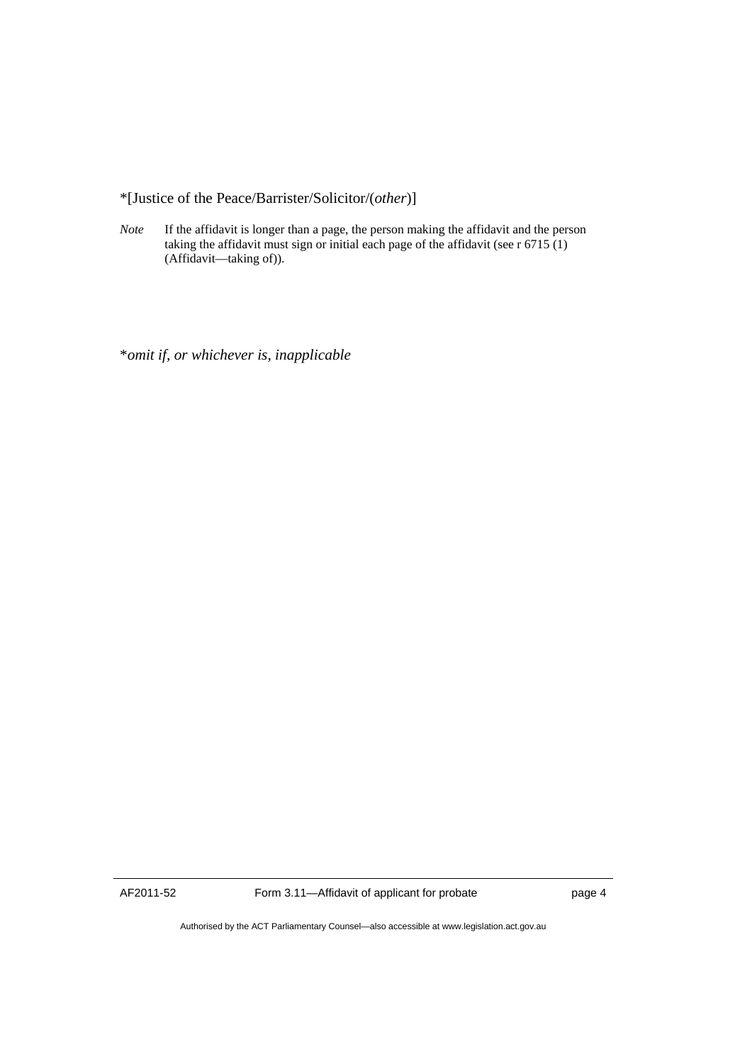*[Justice of the Peace/Barrister/Solicitor/(*other*)]

*Note* If the affidavit is longer than a page, the person making the affidavit and the person taking the affidavit must sign or initial each page of the affidavit (see r 6715 (1) (Affidavit—taking of)).

**omit if, or whichever is, inapplicable*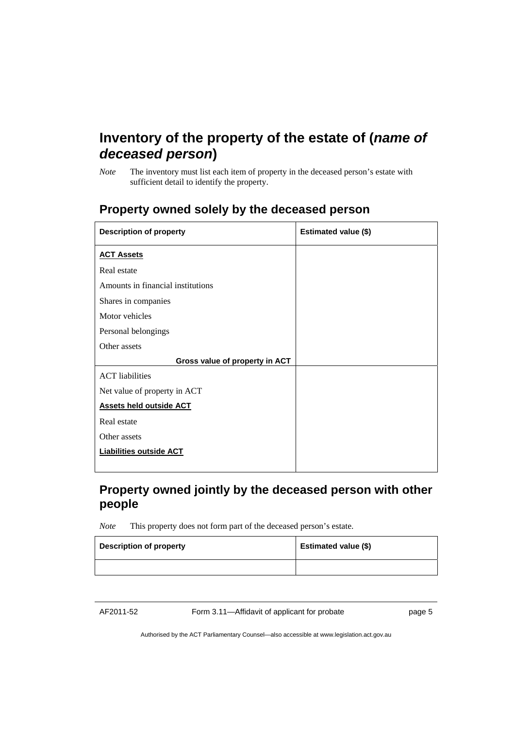# Inventory of the property of the estate of (*name of deceased person*)

*Note* The inventory must list each item of property in the deceased person's estate with sufficient detail to identify the property.

## Property owned solely by the deceased person

| Description of property | Estimated value ($) |
|---|---|
| **ACT Assets** | |
| Real estate | |
| Amounts in financial institutions | |
| Shares in companies | |
| Motor vehicles | |
| Personal belongings | |
| Other assets | |
| **Gross value of property in ACT** | |
| ACT liabilities | |
| Net value of property in ACT | |
| **Assets held outside ACT** | |
| Real estate | |
| Other assets | |
| **Liabilities outside ACT** | |

## Property owned jointly by the deceased person with other people

*Note* This property does not form part of the deceased person's estate.

| Description of property | Estimated value ($) |
|---|---|
| | |